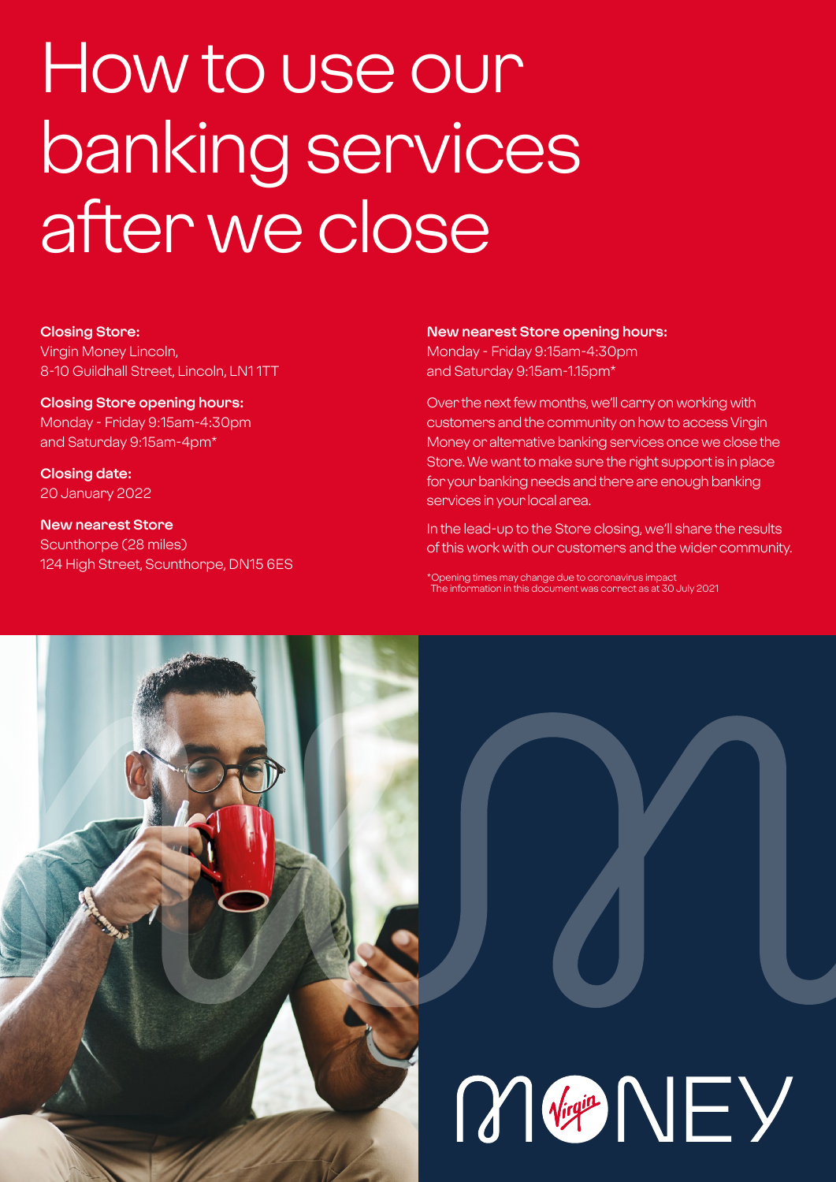# How to use our banking services after we close

**Closing Store:**
Virgin Money Lincoln,
8-10 Guildhall Street, Lincoln, LN1 1TT

**Closing Store opening hours:**
Monday - Friday 9:15am-4:30pm
and Saturday 9:15am-4pm*

**Closing date:**
20 January 2022

**New nearest Store**
Scunthorpe (28 miles)
124 High Street, Scunthorpe, DN15 6ES

**New nearest Store opening hours:**
Monday - Friday 9:15am-4:30pm
and Saturday 9:15am-1.15pm*

Over the next few months, we'll carry on working with customers and the community on how to access Virgin Money or alternative banking services once we close the Store. We want to make sure the right support is in place for your banking needs and there are enough banking services in your local area.

In the lead-up to the Store closing, we'll share the results of this work with our customers and the wider community.

*Opening times may change due to coronavirus impact
The information in this document was correct as at 30 July 2021

MONEY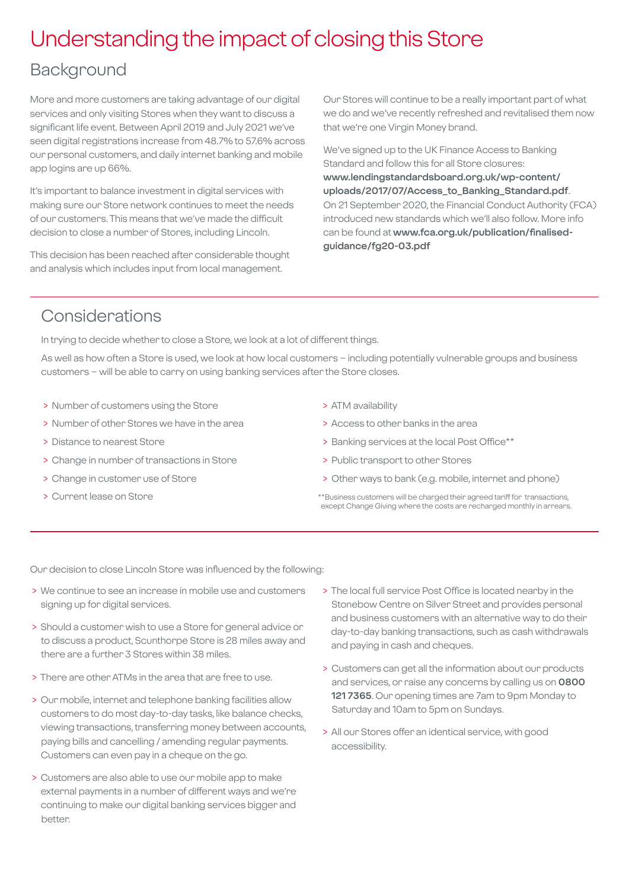# Understanding the impact of closing this Store

## Background

More and more customers are taking advantage of our digital services and only visiting Stores when they want to discuss a significant life event. Between April 2019 and July 2021 we've seen digital registrations increase from 48.7% to 57.6% across our personal customers, and daily internet banking and mobile app logins are up 66%.

It's important to balance investment in digital services with making sure our Store network continues to meet the needs of our customers. This means that we've made the difficult decision to close a number of Stores, including Lincoln.

This decision has been reached after considerable thought and analysis which includes input from local management.

Our Stores will continue to be a really important part of what we do and we've recently refreshed and revitalised them now that we're one Virgin Money brand.

We've signed up to the UK Finance Access to Banking Standard and follow this for all Store closures: **www.lendingstandardsboard.org.uk/wp-content/uploads/2017/07/Access_to_Banking_Standard.pdf**. On 21 September 2020, the Financial Conduct Authority (FCA) introduced new standards which we'll also follow. More info can be found at **www.fca.org.uk/publication/finalised-guidance/fg20-03.pdf**

## Considerations

In trying to decide whether to close a Store, we look at a lot of different things.

As well as how often a Store is used, we look at how local customers – including potentially vulnerable groups and business customers – will be able to carry on using banking services after the Store closes.

- Number of customers using the Store
- Number of other Stores we have in the area
- Distance to nearest Store
- Change in number of transactions in Store
- Change in customer use of Store
- Current lease on Store
- ATM availability
- Access to other banks in the area
- Banking services at the local Post Office**
- Public transport to other Stores
- Other ways to bank (e.g. mobile, internet and phone)

**Business customers will be charged their agreed tariff for transactions, except Change Giving where the costs are recharged monthly in arrears.

Our decision to close Lincoln Store was influenced by the following:

- We continue to see an increase in mobile use and customers signing up for digital services.
- Should a customer wish to use a Store for general advice or to discuss a product, Scunthorpe Store is 28 miles away and there are a further 3 Stores within 38 miles.
- There are other ATMs in the area that are free to use.
- Our mobile, internet and telephone banking facilities allow customers to do most day-to-day tasks, like balance checks, viewing transactions, transferring money between accounts, paying bills and cancelling / amending regular payments. Customers can even pay in a cheque on the go.
- Customers are also able to use our mobile app to make external payments in a number of different ways and we're continuing to make our digital banking services bigger and better.
- The local full service Post Office is located nearby in the Stonebow Centre on Silver Street and provides personal and business customers with an alternative way to do their day-to-day banking transactions, such as cash withdrawals and paying in cash and cheques.
- Customers can get all the information about our products and services, or raise any concerns by calling us on **0800 121 7365**. Our opening times are 7am to 9pm Monday to Saturday and 10am to 5pm on Sundays.
- All our Stores offer an identical service, with good accessibility.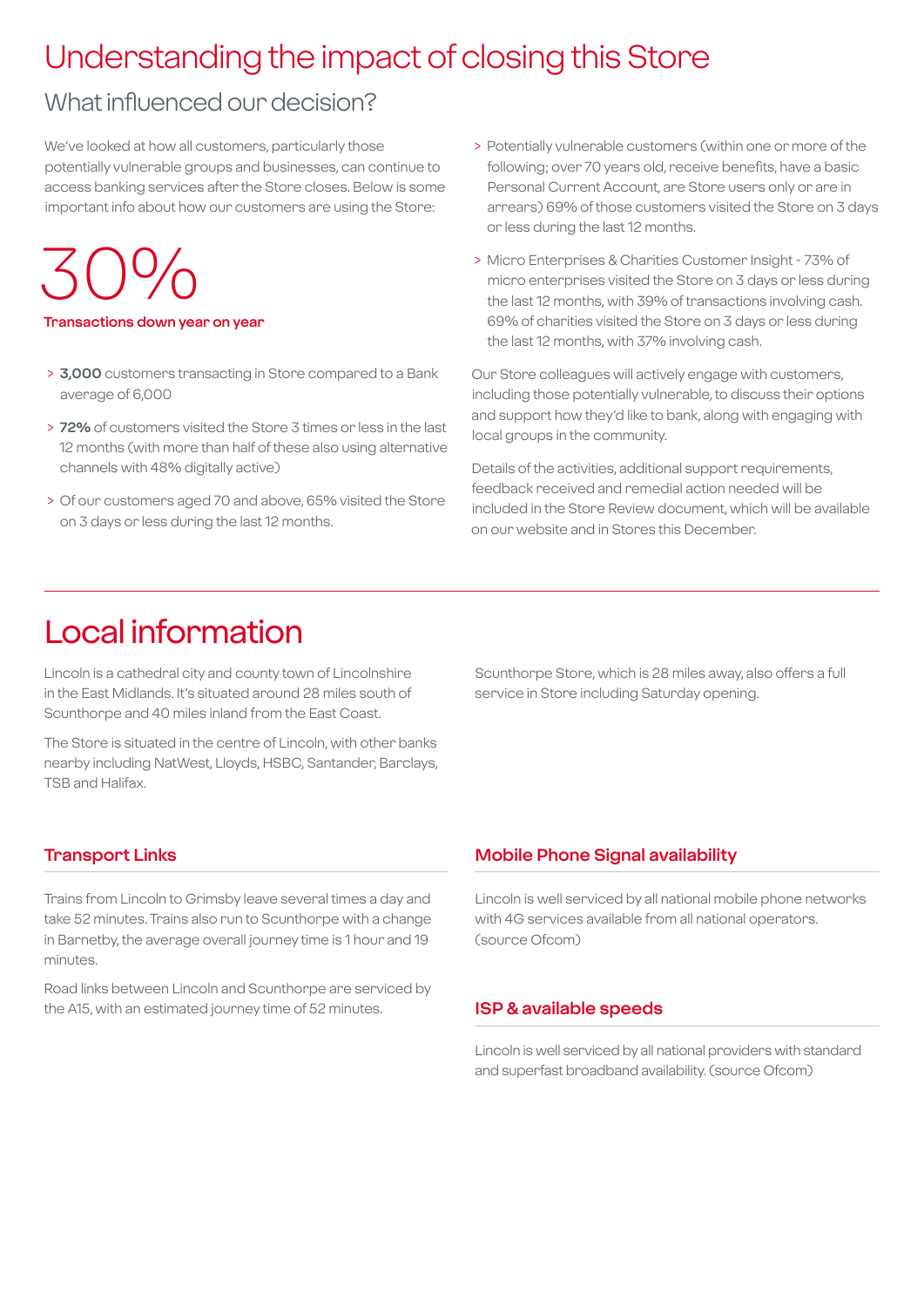# Understanding the impact of closing this Store

## What influenced our decision?

We've looked at how all customers, particularly those potentially vulnerable groups and businesses, can continue to access banking services after the Store closes. Below is some important info about how our customers are using the Store:

# 30%

**Transactions down year on year**

- **3,000** customers transacting in Store compared to a Bank average of 6,000
- **72%** of customers visited the Store 3 times or less in the last 12 months (with more than half of these also using alternative channels with 48% digitally active)
- Of our customers aged 70 and above, 65% visited the Store on 3 days or less during the last 12 months.
- Potentially vulnerable customers (within one or more of the following; over 70 years old, receive benefits, have a basic Personal Current Account, are Store users only or are in arrears) 69% of those customers visited the Store on 3 days or less during the last 12 months.
- Micro Enterprises & Charities Customer Insight - 73% of micro enterprises visited the Store on 3 days or less during the last 12 months, with 39% of transactions involving cash. 69% of charities visited the Store on 3 days or less during the last 12 months, with 37% involving cash.

Our Store colleagues will actively engage with customers, including those potentially vulnerable, to discuss their options and support how they'd like to bank, along with engaging with local groups in the community.

Details of the activities, additional support requirements, feedback received and remedial action needed will be included in the Store Review document, which will be available on our website and in Stores this December.

# Local information

Lincoln is a cathedral city and county town of Lincolnshire in the East Midlands. It's situated around 28 miles south of Scunthorpe and 40 miles inland from the East Coast.

The Store is situated in the centre of Lincoln, with other banks nearby including NatWest, Lloyds, HSBC, Santander, Barclays, TSB and Halifax.

Scunthorpe Store, which is 28 miles away, also offers a full service in Store including Saturday opening.

### Transport Links

Trains from Lincoln to Grimsby leave several times a day and take 52 minutes. Trains also run to Scunthorpe with a change in Barnetby, the average overall journey time is 1 hour and 19 minutes.

Road links between Lincoln and Scunthorpe are serviced by the A15, with an estimated journey time of 52 minutes.

### Mobile Phone Signal availability

Lincoln is well serviced by all national mobile phone networks with 4G services available from all national operators. (source Ofcom)

### ISP & available speeds

Lincoln is well serviced by all national providers with standard and superfast broadband availability. (source Ofcom)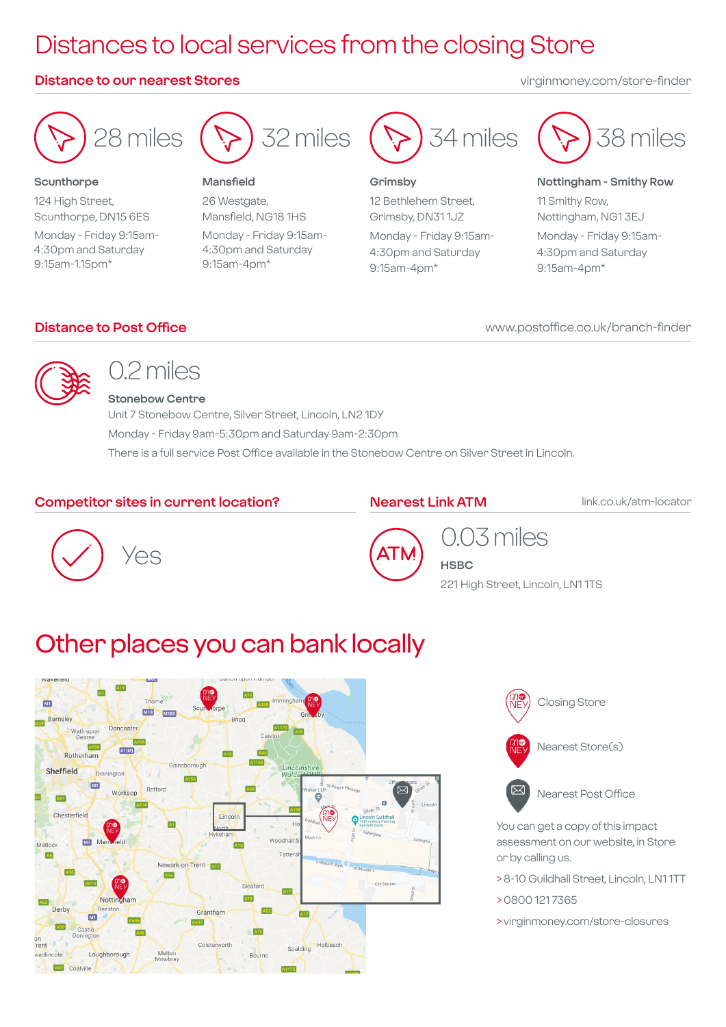# Distances to local services from the closing Store

## Distance to our nearest Stores

virginmoney.com/store-finder

**28 miles**

**Scunthorpe**
124 High Street,
Scunthorpe, DN15 6ES
Monday - Friday 9:15am-4:30pm and Saturday 9:15am-1.15pm*

**32 miles**

**Mansfield**
26 Westgate,
Mansfield, NG18 1HS
Monday - Friday 9:15am-4:30pm and Saturday 9:15am-4pm*

**34 miles**

**Grimsby**
12 Bethlehem Street,
Grimsby, DN31 1JZ
Monday - Friday 9:15am-4:30pm and Saturday 9:15am-4pm*

**38 miles**

**Nottingham - Smithy Row**
11 Smithy Row,
Nottingham, NG1 3EJ
Monday - Friday 9:15am-4:30pm and Saturday 9:15am-4pm*

## Distance to Post Office

www.postoffice.co.uk/branch-finder

**0.2 miles**

**Stonebow Centre**
Unit 7 Stonebow Centre, Silver Street, Lincoln, LN2 1DY
Monday - Friday 9am-5:30pm and Saturday 9am-2:30pm
There is a full service Post Office available in the Stonebow Centre on Silver Street in Lincoln.

## Competitor sites in current location?

Yes

## Nearest Link ATM

link.co.uk/atm-locator

**0.03 miles**

**HSBC**
221 High Street, Lincoln, LN1 1TS

# Other places you can bank locally

Closing Store

Nearest Store(s)

Nearest Post Office

You can get a copy of this impact assessment on our website, in Store or by calling us.

> 8-10 Guildhall Street, Lincoln, LN1 1TT
> 0800 121 7365
> virginmoney.com/store-closures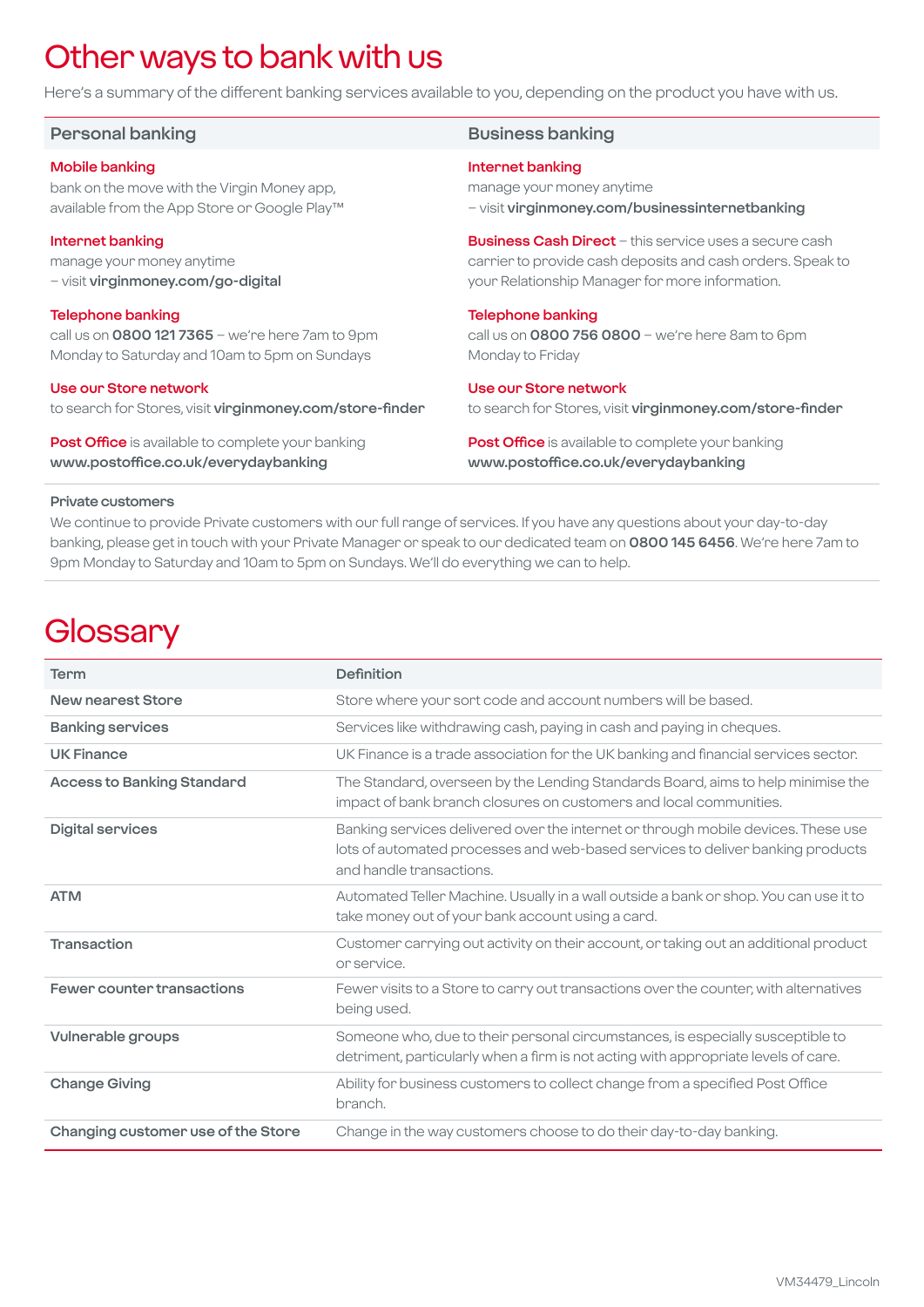# Other ways to bank with us

Here's a summary of the different banking services available to you, depending on the product you have with us.

## Personal banking

**Mobile banking**
bank on the move with the Virgin Money app, available from the App Store or Google Play™

**Internet banking**
manage your money anytime
– visit **virginmoney.com/go-digital**

**Telephone banking**
call us on **0800 121 7365** – we're here 7am to 9pm Monday to Saturday and 10am to 5pm on Sundays

**Use our Store network**
to search for Stores, visit **virginmoney.com/store-finder**

**Post Office** is available to complete your banking
**www.postoffice.co.uk/everydaybanking**

## Business banking

**Internet banking**
manage your money anytime
– visit **virginmoney.com/businessinternetbanking**

**Business Cash Direct** – this service uses a secure cash carrier to provide cash deposits and cash orders. Speak to your Relationship Manager for more information.

**Telephone banking**
call us on **0800 756 0800** – we're here 8am to 6pm Monday to Friday

**Use our Store network**
to search for Stores, visit **virginmoney.com/store-finder**

**Post Office** is available to complete your banking
**www.postoffice.co.uk/everydaybanking**

### Private customers

We continue to provide Private customers with our full range of services. If you have any questions about your day-to-day banking, please get in touch with your Private Manager or speak to our dedicated team on **0800 145 6456**. We're here 7am to 9pm Monday to Saturday and 10am to 5pm on Sundays. We'll do everything we can to help.

# Glossary

| Term | Definition |
|---|---|
| New nearest Store | Store where your sort code and account numbers will be based. |
| Banking services | Services like withdrawing cash, paying in cash and paying in cheques. |
| UK Finance | UK Finance is a trade association for the UK banking and financial services sector. |
| Access to Banking Standard | The Standard, overseen by the Lending Standards Board, aims to help minimise the impact of bank branch closures on customers and local communities. |
| Digital services | Banking services delivered over the internet or through mobile devices. These use lots of automated processes and web-based services to deliver banking products and handle transactions. |
| ATM | Automated Teller Machine. Usually in a wall outside a bank or shop. You can use it to take money out of your bank account using a card. |
| Transaction | Customer carrying out activity on their account, or taking out an additional product or service. |
| Fewer counter transactions | Fewer visits to a Store to carry out transactions over the counter, with alternatives being used. |
| Vulnerable groups | Someone who, due to their personal circumstances, is especially susceptible to detriment, particularly when a firm is not acting with appropriate levels of care. |
| Change Giving | Ability for business customers to collect change from a specified Post Office branch. |
| Changing customer use of the Store | Change in the way customers choose to do their day-to-day banking. |

VM34479_Lincoln